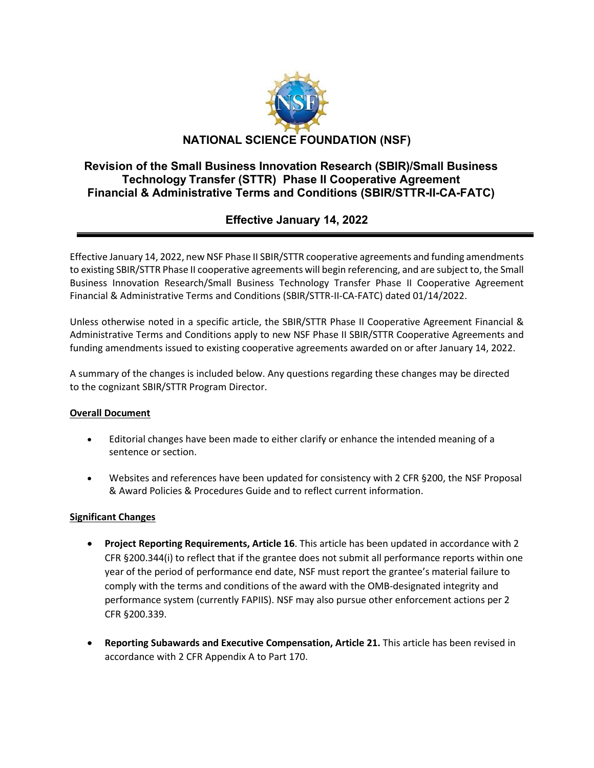# NATIONAL SCIENCE FOUNDATION (NSF)

## Revision of the Small Business Innovation Research (SBIR)/Small Business Technology Transfer (STTR) Phase II Cooperative Agreement Financial & Administrative Terms and Conditions (SBIR/STTR-II-CA-FATC)

### Effective January 14, 2022

Effective January 14, 2022, new NSF Phase II SBIR/STTR cooperative agreements and funding amendments to existing SBIR/STTR Phase II cooperative agreements will begin referencing, and are subject to, the Small Business Innovation Research/Small Business Technology Transfer Phase II Cooperative Agreement Financial & Administrative Terms and Conditions (SBIR/STTR-II-CA-FATC) dated 01/14/2022.

Unless otherwise noted in a specific article, the SBIR/STTR Phase II Cooperative Agreement Financial & Administrative Terms and Conditions apply to new NSF Phase II SBIR/STTR Cooperative Agreements and funding amendments issued to existing cooperative agreements awarded on or after January 14, 2022.

A summary of the changes is included below. Any questions regarding these changes may be directed to the cognizant SBIR/STTR Program Director.

**Overall Document**

- Editorial changes have been made to either clarify or enhance the intended meaning of a sentence or section.
- Websites and references have been updated for consistency with 2 CFR §200, the NSF Proposal & Award Policies & Procedures Guide and to reflect current information.

**Significant Changes**

- **Project Reporting Requirements, Article 16**. This article has been updated in accordance with 2 CFR §200.344(i) to reflect that if the grantee does not submit all performance reports within one year of the period of performance end date, NSF must report the grantee's material failure to comply with the terms and conditions of the award with the OMB-designated integrity and performance system (currently FAPIIS). NSF may also pursue other enforcement actions per 2 CFR §200.339.
- **Reporting Subawards and Executive Compensation, Article 21.** This article has been revised in accordance with 2 CFR Appendix A to Part 170.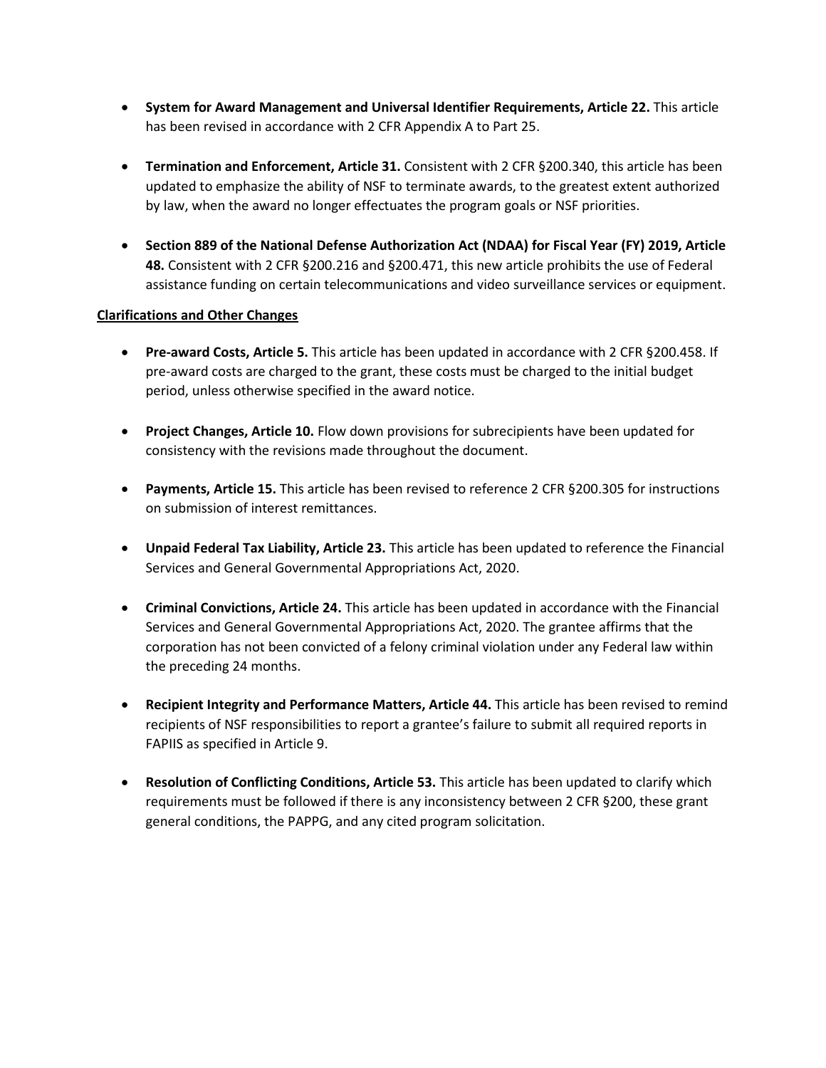- **System for Award Management and Universal Identifier Requirements, Article 22.** This article has been revised in accordance with 2 CFR Appendix A to Part 25.

- **Termination and Enforcement, Article 31.** Consistent with 2 CFR §200.340, this article has been updated to emphasize the ability of NSF to terminate awards, to the greatest extent authorized by law, when the award no longer effectuates the program goals or NSF priorities.

- **Section 889 of the National Defense Authorization Act (NDAA) for Fiscal Year (FY) 2019, Article 48.** Consistent with 2 CFR §200.216 and §200.471, this new article prohibits the use of Federal assistance funding on certain telecommunications and video surveillance services or equipment.

**Clarifications and Other Changes**

- **Pre-award Costs, Article 5.** This article has been updated in accordance with 2 CFR §200.458. If pre-award costs are charged to the grant, these costs must be charged to the initial budget period, unless otherwise specified in the award notice.

- **Project Changes, Article 10.** Flow down provisions for subrecipients have been updated for consistency with the revisions made throughout the document.

- **Payments, Article 15.** This article has been revised to reference 2 CFR §200.305 for instructions on submission of interest remittances.

- **Unpaid Federal Tax Liability, Article 23.** This article has been updated to reference the Financial Services and General Governmental Appropriations Act, 2020.

- **Criminal Convictions, Article 24.** This article has been updated in accordance with the Financial Services and General Governmental Appropriations Act, 2020. The grantee affirms that the corporation has not been convicted of a felony criminal violation under any Federal law within the preceding 24 months.

- **Recipient Integrity and Performance Matters, Article 44.** This article has been revised to remind recipients of NSF responsibilities to report a grantee's failure to submit all required reports in FAPIIS as specified in Article 9.

- **Resolution of Conflicting Conditions, Article 53.** This article has been updated to clarify which requirements must be followed if there is any inconsistency between 2 CFR §200, these grant general conditions, the PAPPG, and any cited program solicitation.